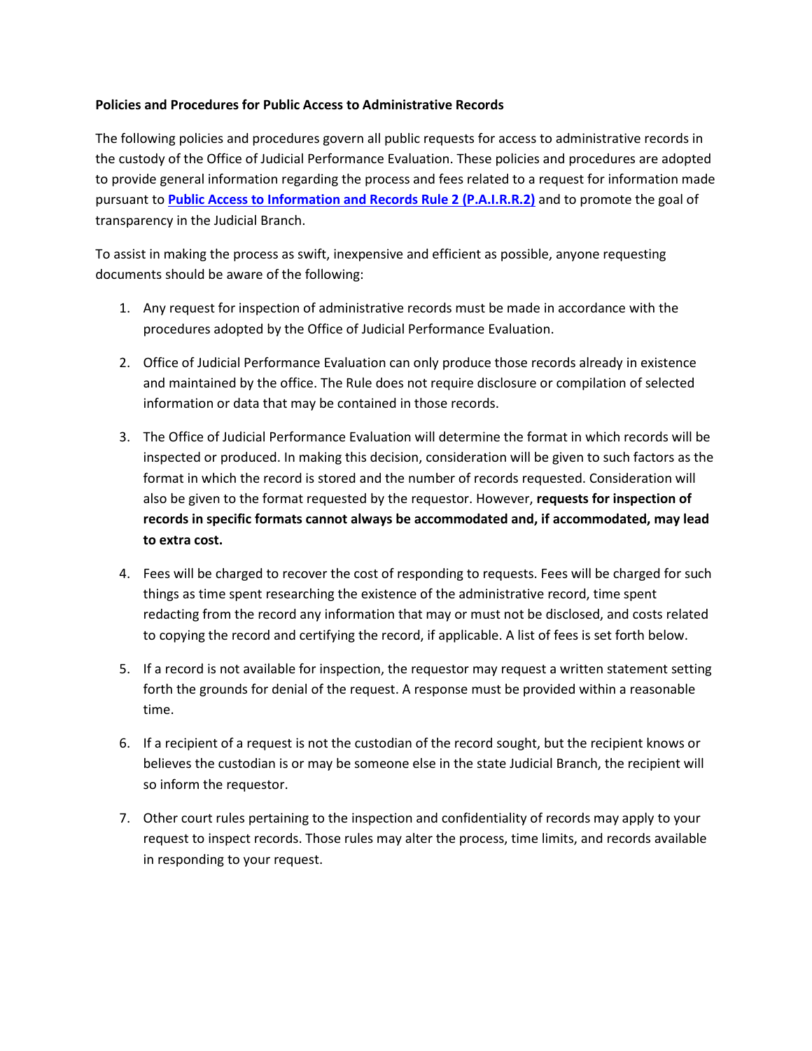**Policies and Procedures for Public Access to Administrative Records**

The following policies and procedures govern all public requests for access to administrative records in the custody of the Office of Judicial Performance Evaluation. These policies and procedures are adopted to provide general information regarding the process and fees related to a request for information made pursuant to **Public Access to Information and Records Rule 2 (P.A.I.R.R.2)** and to promote the goal of transparency in the Judicial Branch.

To assist in making the process as swift, inexpensive and efficient as possible, anyone requesting documents should be aware of the following:

1. Any request for inspection of administrative records must be made in accordance with the procedures adopted by the Office of Judicial Performance Evaluation.

2. Office of Judicial Performance Evaluation can only produce those records already in existence and maintained by the office. The Rule does not require disclosure or compilation of selected information or data that may be contained in those records.

3. The Office of Judicial Performance Evaluation will determine the format in which records will be inspected or produced. In making this decision, consideration will be given to such factors as the format in which the record is stored and the number of records requested. Consideration will also be given to the format requested by the requestor. However, **requests for inspection of records in specific formats cannot always be accommodated and, if accommodated, may lead to extra cost.**

4. Fees will be charged to recover the cost of responding to requests. Fees will be charged for such things as time spent researching the existence of the administrative record, time spent redacting from the record any information that may or must not be disclosed, and costs related to copying the record and certifying the record, if applicable. A list of fees is set forth below.

5. If a record is not available for inspection, the requestor may request a written statement setting forth the grounds for denial of the request. A response must be provided within a reasonable time.

6. If a recipient of a request is not the custodian of the record sought, but the recipient knows or believes the custodian is or may be someone else in the state Judicial Branch, the recipient will so inform the requestor.

7. Other court rules pertaining to the inspection and confidentiality of records may apply to your request to inspect records. Those rules may alter the process, time limits, and records available in responding to your request.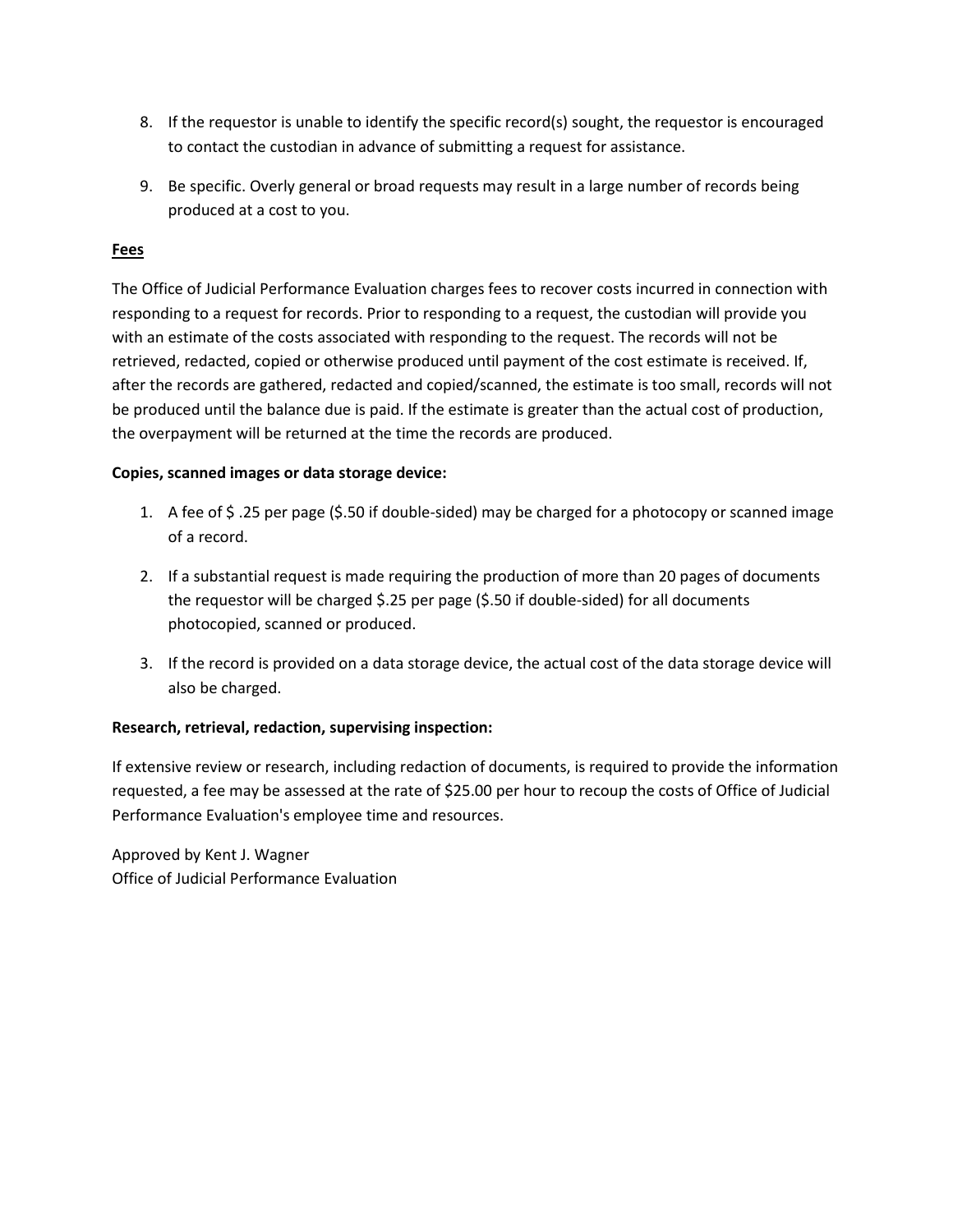8. If the requestor is unable to identify the specific record(s) sought, the requestor is encouraged to contact the custodian in advance of submitting a request for assistance.

9. Be specific. Overly general or broad requests may result in a large number of records being produced at a cost to you.

**Fees**

The Office of Judicial Performance Evaluation charges fees to recover costs incurred in connection with responding to a request for records. Prior to responding to a request, the custodian will provide you with an estimate of the costs associated with responding to the request. The records will not be retrieved, redacted, copied or otherwise produced until payment of the cost estimate is received. If, after the records are gathered, redacted and copied/scanned, the estimate is too small, records will not be produced until the balance due is paid. If the estimate is greater than the actual cost of production, the overpayment will be returned at the time the records are produced.

**Copies, scanned images or data storage device:**

1. A fee of $ .25 per page ($.50 if double-sided) may be charged for a photocopy or scanned image of a record.

2. If a substantial request is made requiring the production of more than 20 pages of documents the requestor will be charged $.25 per page ($.50 if double-sided) for all documents photocopied, scanned or produced.

3. If the record is provided on a data storage device, the actual cost of the data storage device will also be charged.

**Research, retrieval, redaction, supervising inspection:**

If extensive review or research, including redaction of documents, is required to provide the information requested, a fee may be assessed at the rate of $25.00 per hour to recoup the costs of Office of Judicial Performance Evaluation's employee time and resources.

Approved by Kent J. Wagner
Office of Judicial Performance Evaluation